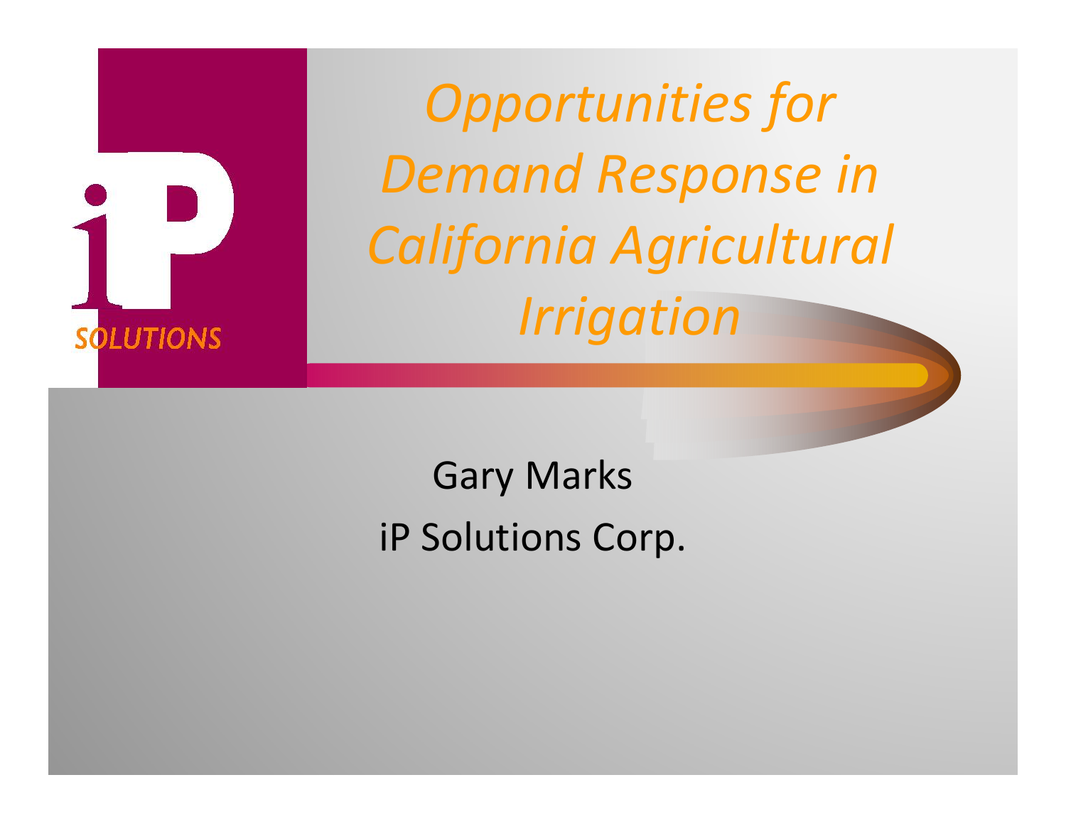# *Opportunities for Demand Response in California Agricultural Irrigation*

Gary Marks

iP Solutions Corp.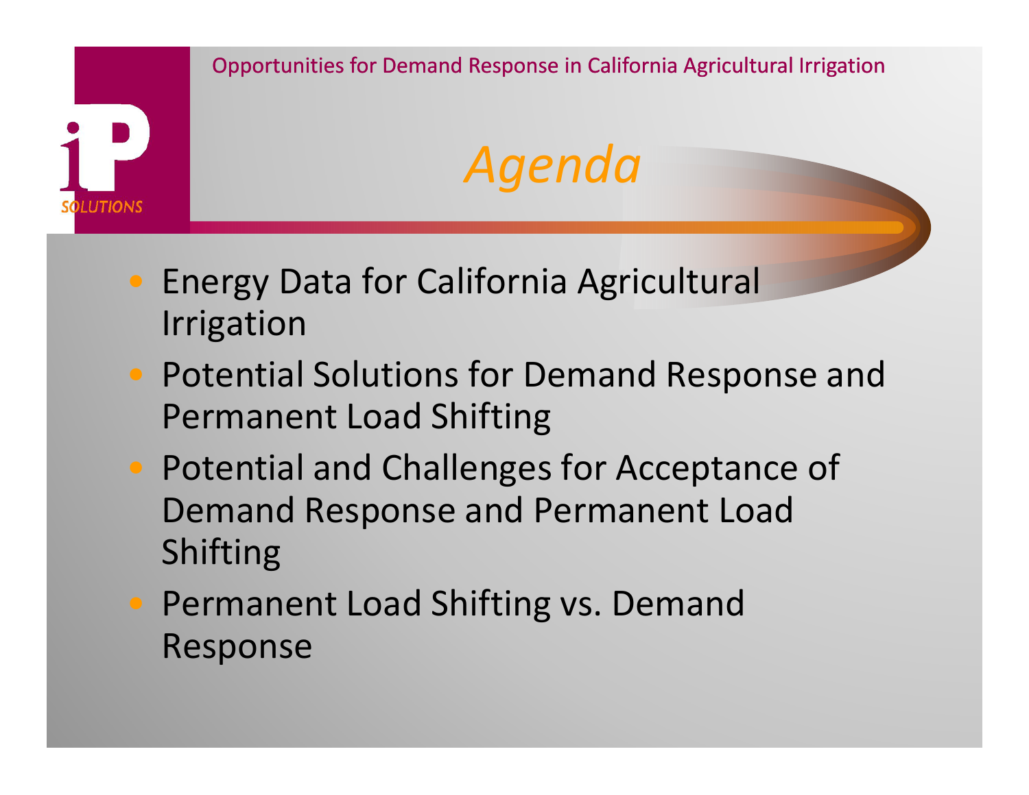# Agenda

- Energy Data for California Agricultural Irrigation
- Potential Solutions for Demand Response and Permanent Load Shifting
- Potential and Challenges for Acceptance of Demand Response and Permanent Load Shifting
- Permanent Load Shifting vs. Demand Response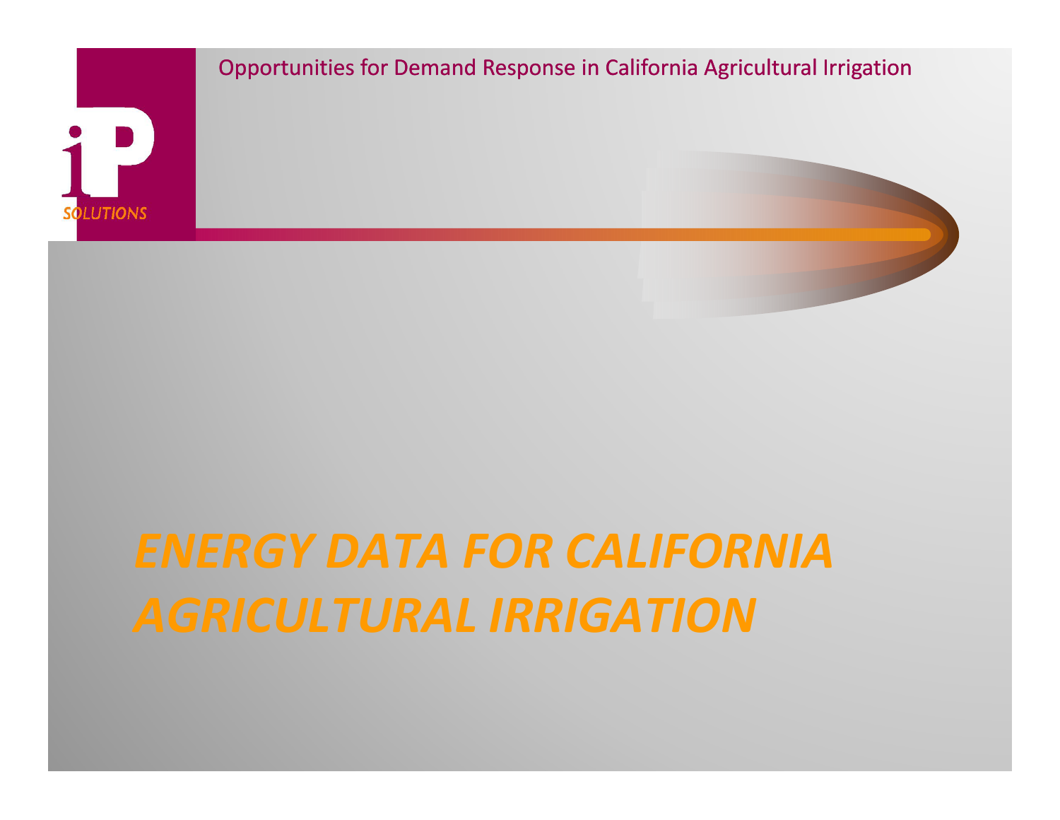# ENERGY DATA FOR CALIFORNIA AGRICULTURAL IRRIGATION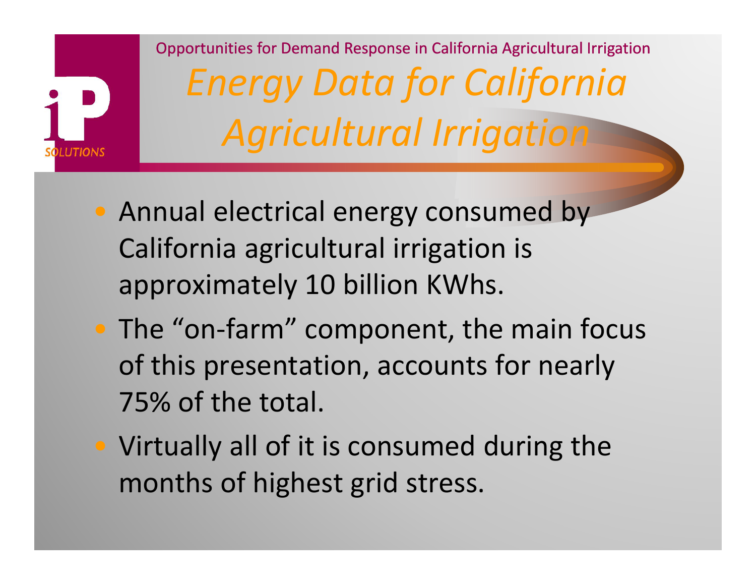# Energy Data for California Agricultural Irrigation

- Annual electrical energy consumed by California agricultural irrigation is approximately 10 billion KWhs.
- The "on-farm" component, the main focus of this presentation, accounts for nearly 75% of the total.
- Virtually all of it is consumed during the months of highest grid stress.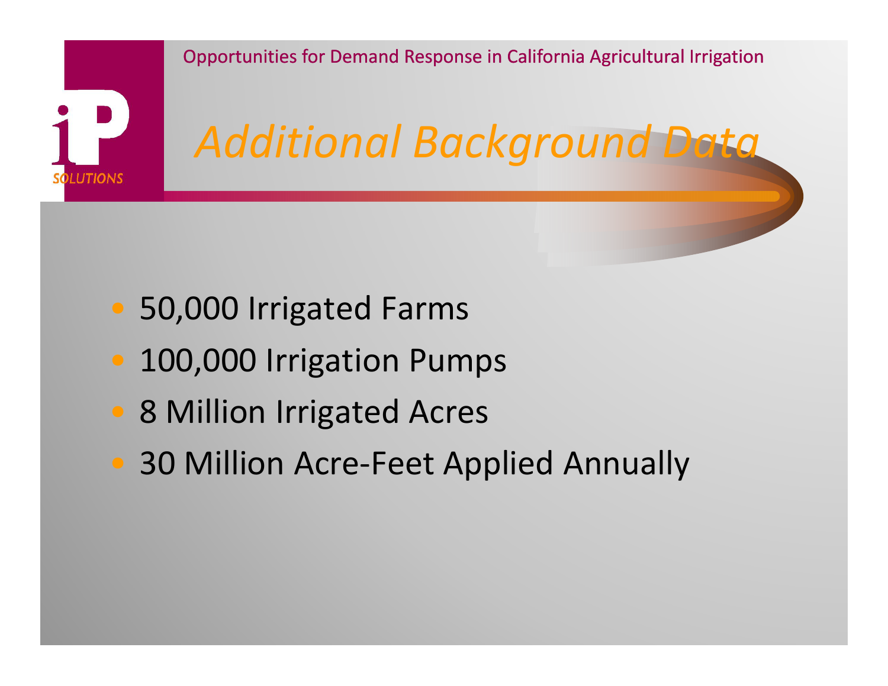# Additional Background Data

- 50,000 Irrigated Farms
- 100,000 Irrigation Pumps
- 8 Million Irrigated Acres
- 30 Million Acre-Feet Applied Annually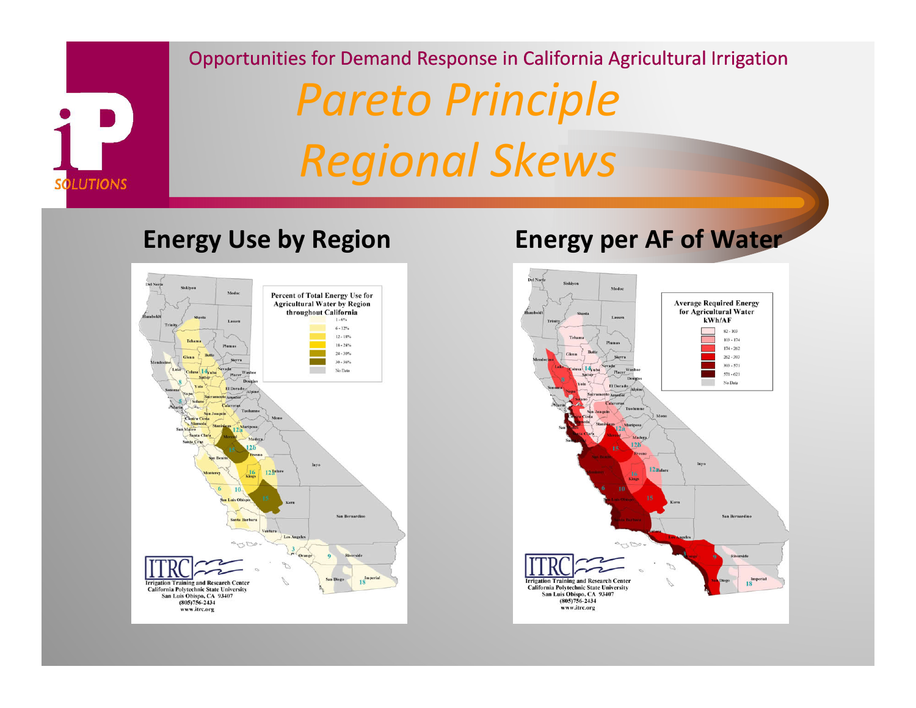Opportunities for Demand Response in California Agricultural Irrigation

# *Pareto Principle*
# *Regional Skews*

## Energy Use by Region

**Percent of Total Energy Use for Agricultural Water by Region throughout California**

- 1 - 6%
- 6 - 12%
- 12 - 18%
- 18 - 24%
- 24 - 30%
- 30 - 36%
- No Data

ITRC
Irrigation Training and Research Center
California Polytechnic State University
San Luis Obispo, CA 93407
(805)756-2434
www.itrc.org

## Energy per AF of Water

**Average Required Energy for Agricultural Water kWh/AF**

- 82 - 103
- 103 - 174
- 174 - 262
- 262 - 393
- 393 - 571
- 571 - 621
- No Data

ITRC
Irrigation Training and Research Center
California Polytechnic State University
San Luis Obispo, CA 93407
(805)756-2434
www.itrc.org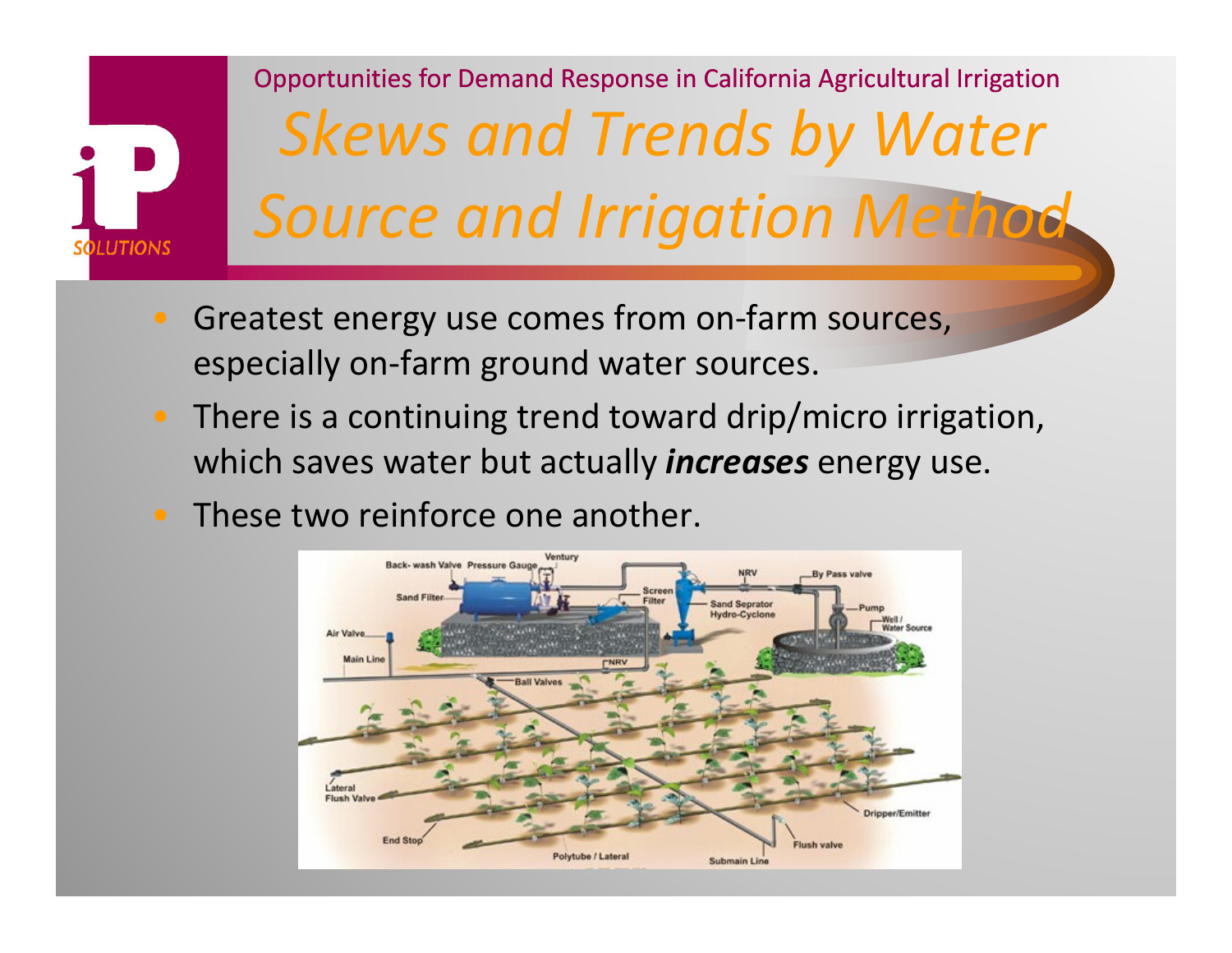Opportunities for Demand Response in California Agricultural Irrigation

# *Skews and Trends by Water Source and Irrigation Method*

- Greatest energy use comes from on-farm sources, especially on-farm ground water sources.
- There is a continuing trend toward drip/micro irrigation, which saves water but actually ***increases*** energy use.
- These two reinforce one another.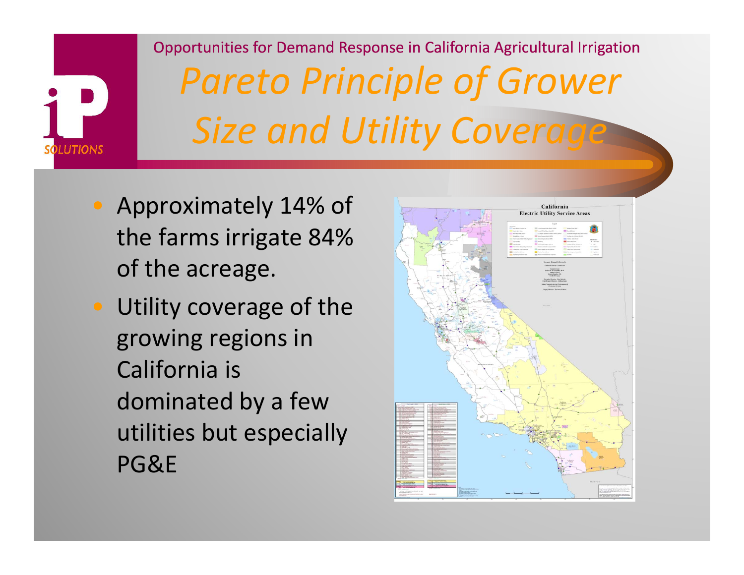Opportunities for Demand Response in California Agricultural Irrigation

# *Pareto Principle of Grower Size and Utility Coverage*

- Approximately 14% of the farms irrigate 84% of the acreage.
- Utility coverage of the growing regions in California is dominated by a few utilities but especially PG&E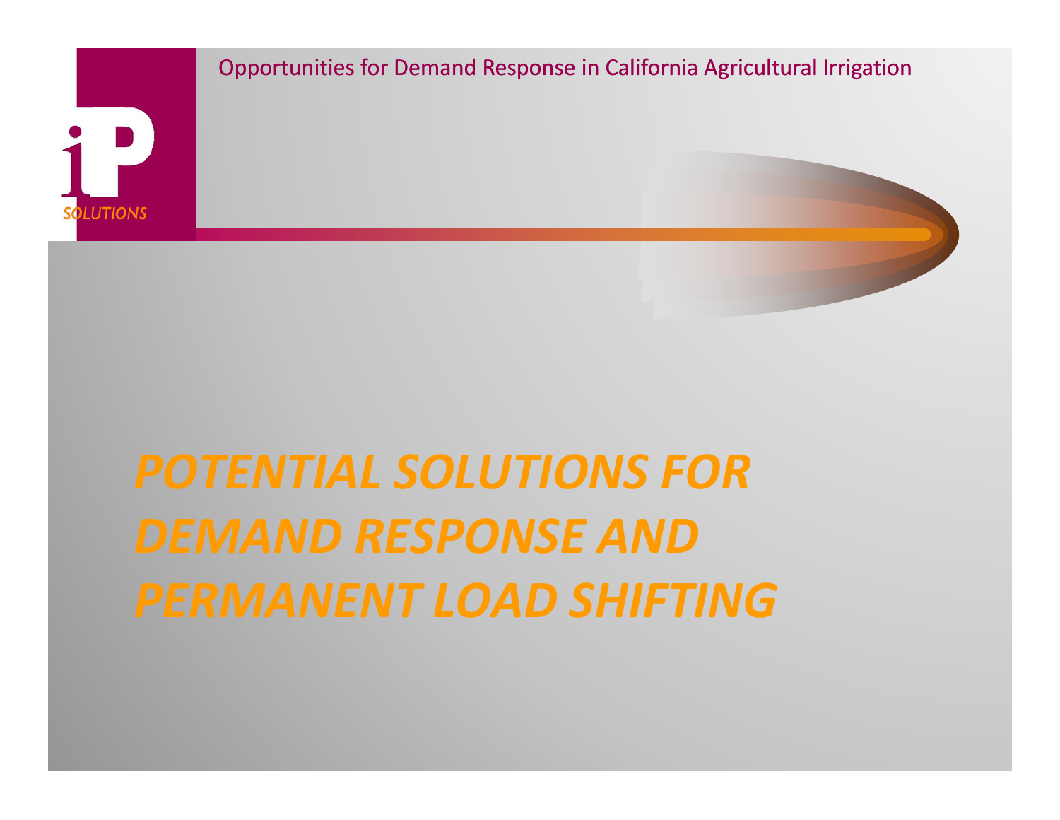# *POTENTIAL SOLUTIONS FOR DEMAND RESPONSE AND PERMANENT LOAD SHIFTING*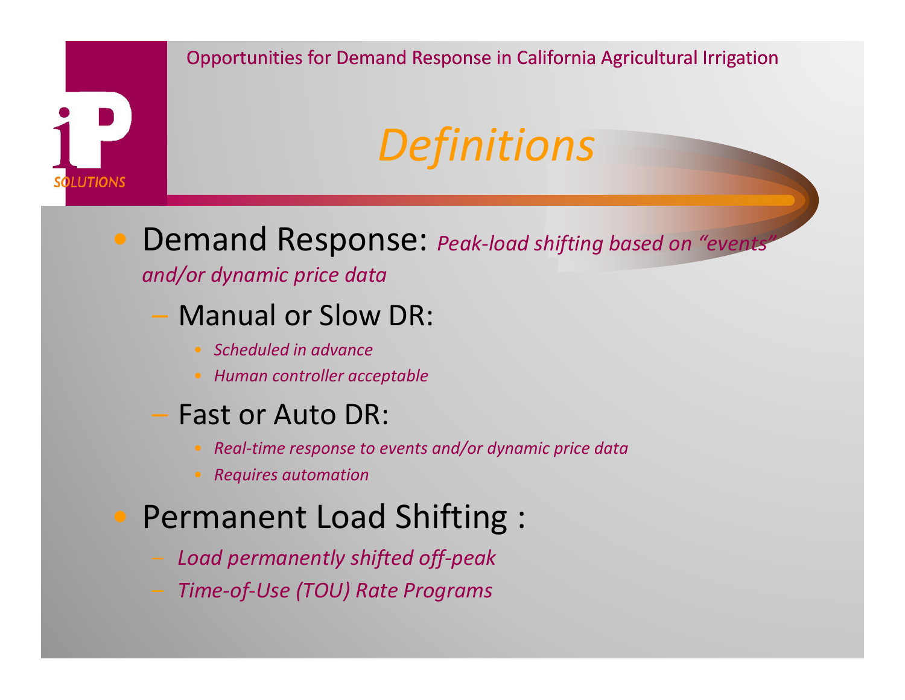# Definitions

- Demand Response: *Peak-load shifting based on "events" and/or dynamic price data*
  - Manual or Slow DR:
    - *Scheduled in advance*
    - *Human controller acceptable*
  - Fast or Auto DR:
    - *Real-time response to events and/or dynamic price data*
    - *Requires automation*
- Permanent Load Shifting :
  - *Load permanently shifted off-peak*
  - *Time-of-Use (TOU) Rate Programs*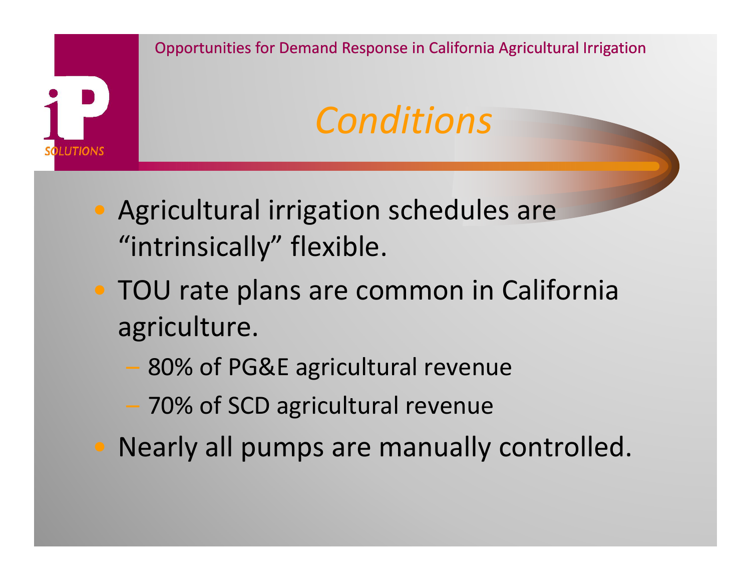# Conditions

- Agricultural irrigation schedules are "intrinsically" flexible.
- TOU rate plans are common in California agriculture.
  - 80% of PG&E agricultural revenue
  - 70% of SCD agricultural revenue
- Nearly all pumps are manually controlled.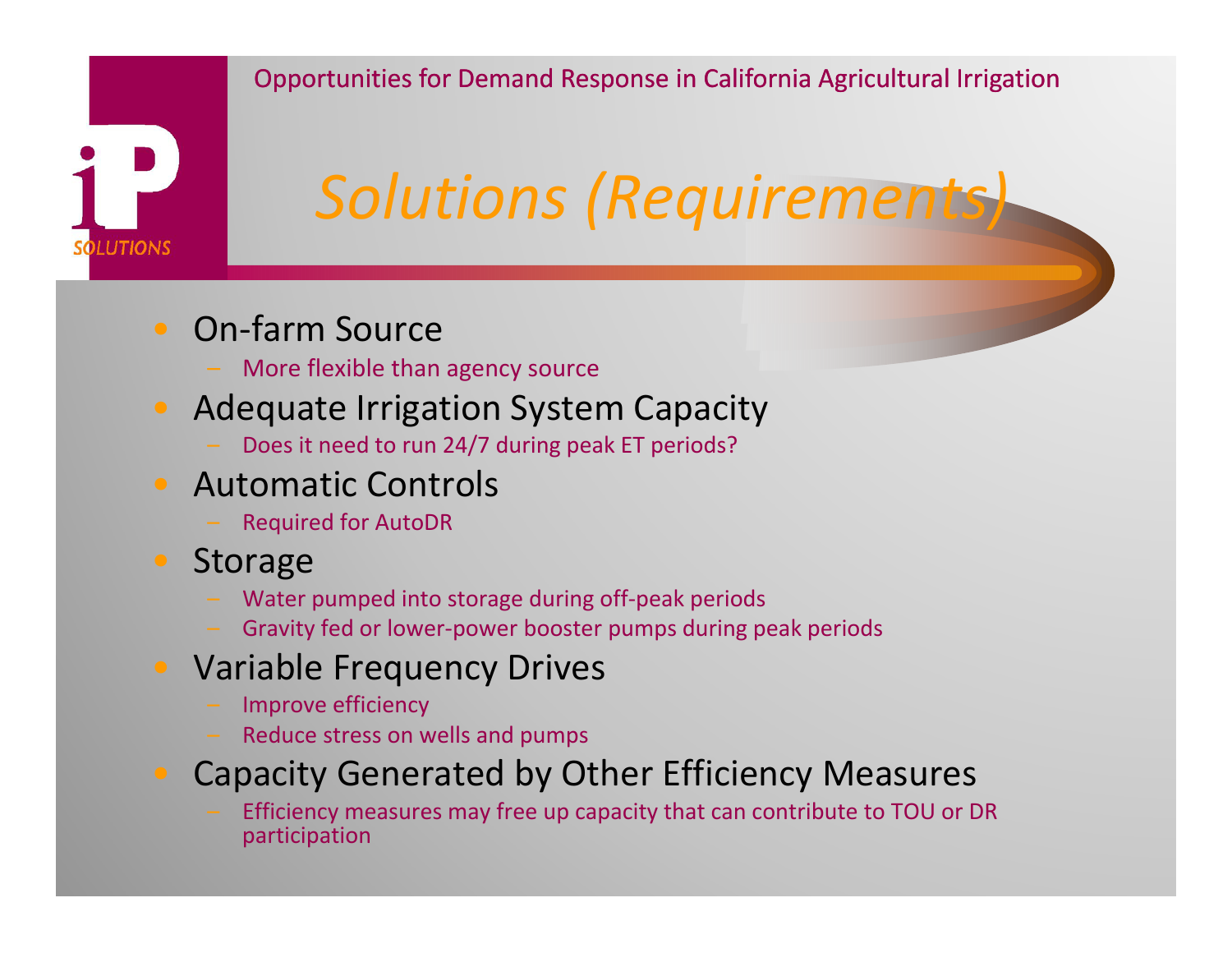# Solutions (Requirements)

- On-farm Source
  - More flexible than agency source
- Adequate Irrigation System Capacity
  - Does it need to run 24/7 during peak ET periods?
- Automatic Controls
  - Required for AutoDR
- Storage
  - Water pumped into storage during off-peak periods
  - Gravity fed or lower-power booster pumps during peak periods
- Variable Frequency Drives
  - Improve efficiency
  - Reduce stress on wells and pumps
- Capacity Generated by Other Efficiency Measures
  - Efficiency measures may free up capacity that can contribute to TOU or DR participation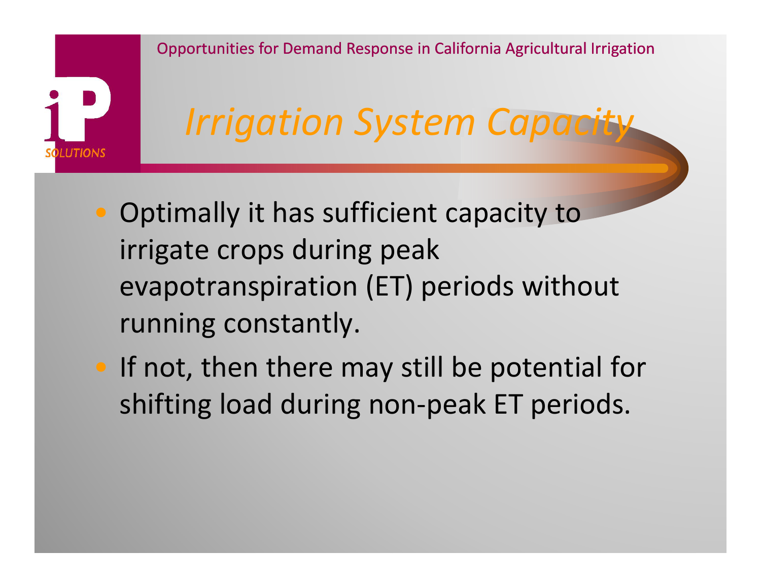# Irrigation System Capacity

- Optimally it has sufficient capacity to irrigate crops during peak evapotranspiration (ET) periods without running constantly.
- If not, then there may still be potential for shifting load during non-peak ET periods.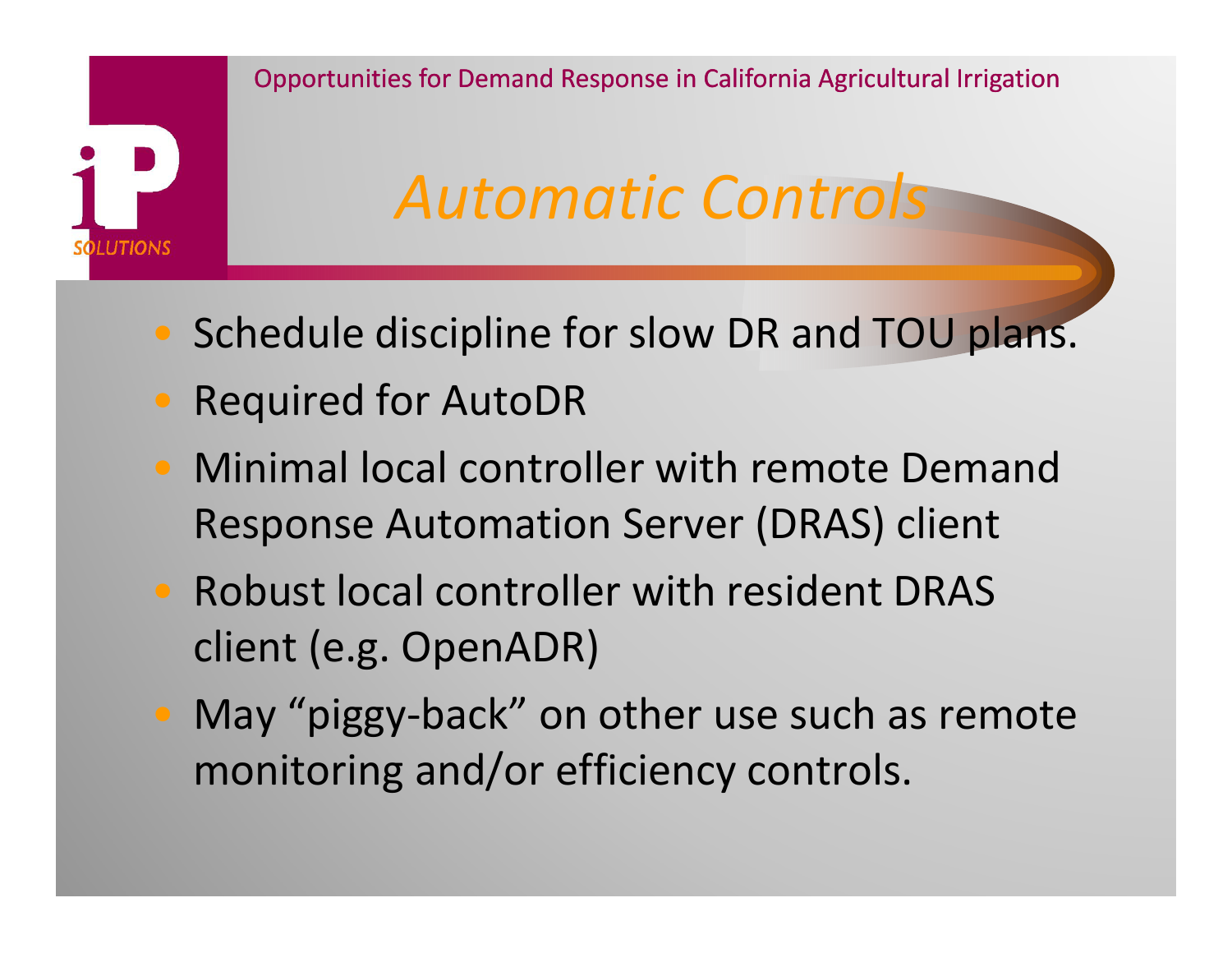# Automatic Controls

- Schedule discipline for slow DR and TOU plans.
- Required for AutoDR
- Minimal local controller with remote Demand Response Automation Server (DRAS) client
- Robust local controller with resident DRAS client (e.g. OpenADR)
- May “piggy-back” on other use such as remote monitoring and/or efficiency controls.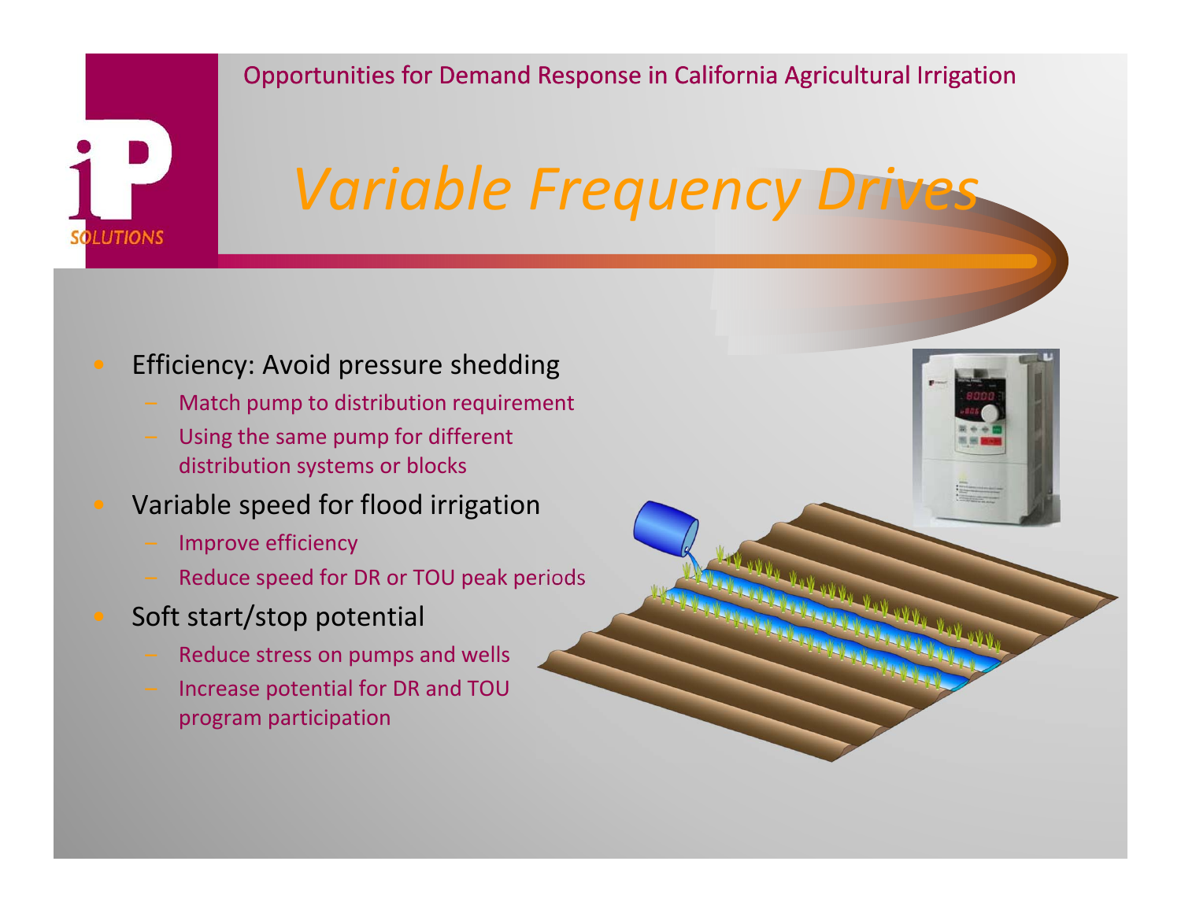# Variable Frequency Drives

- Efficiency: Avoid pressure shedding
  - Match pump to distribution requirement
  - Using the same pump for different distribution systems or blocks
- Variable speed for flood irrigation
  - Improve efficiency
  - Reduce speed for DR or TOU peak periods
- Soft start/stop potential
  - Reduce stress on pumps and wells
  - Increase potential for DR and TOU program participation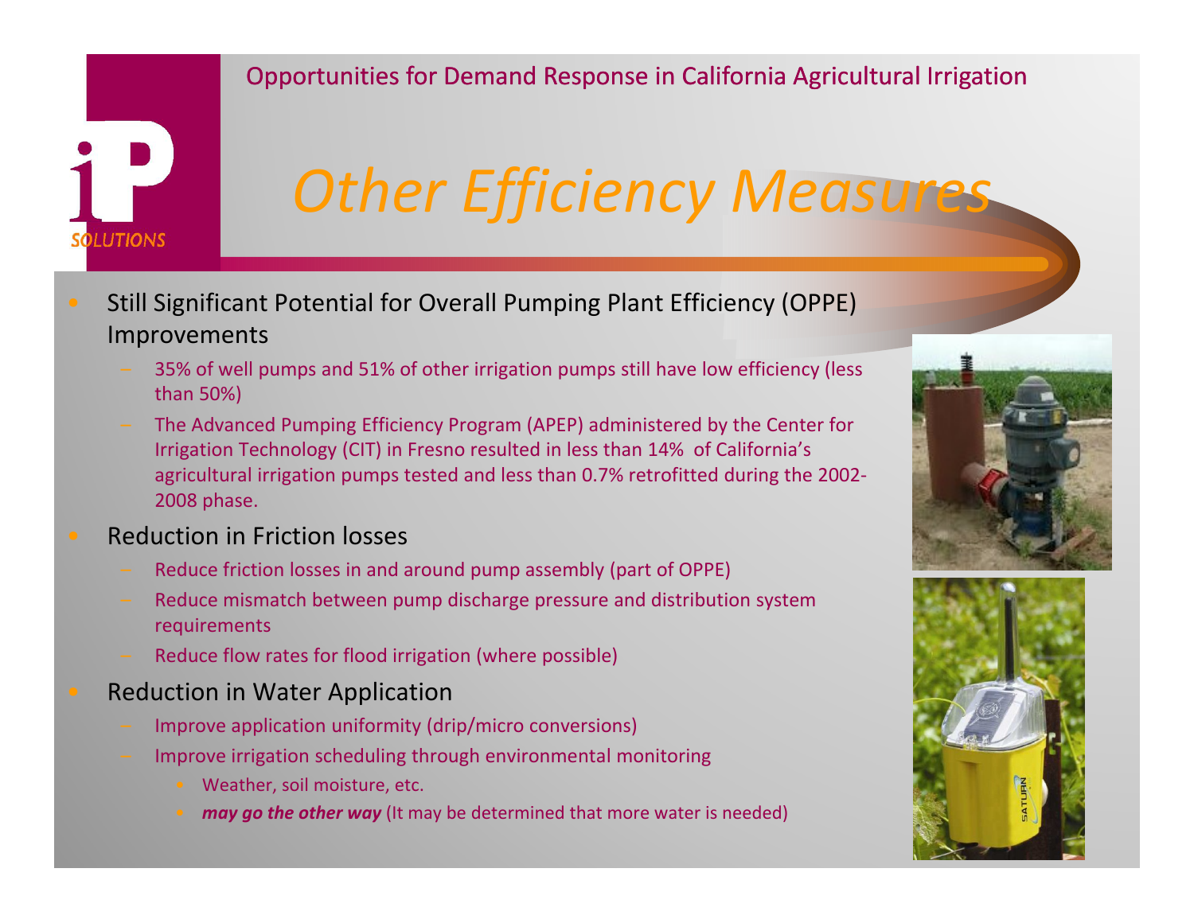# Other Efficiency Measures

- Still Significant Potential for Overall Pumping Plant Efficiency (OPPE) Improvements
  - 35% of well pumps and 51% of other irrigation pumps still have low efficiency (less than 50%)
  - The Advanced Pumping Efficiency Program (APEP) administered by the Center for Irrigation Technology (CIT) in Fresno resulted in less than 14% of California's agricultural irrigation pumps tested and less than 0.7% retrofitted during the 2002-2008 phase.
- Reduction in Friction losses
  - Reduce friction losses in and around pump assembly (part of OPPE)
  - Reduce mismatch between pump discharge pressure and distribution system requirements
  - Reduce flow rates for flood irrigation (where possible)
- Reduction in Water Application
  - Improve application uniformity (drip/micro conversions)
  - Improve irrigation scheduling through environmental monitoring
    - Weather, soil moisture, etc.
    - ***may go the other way*** (It may be determined that more water is needed)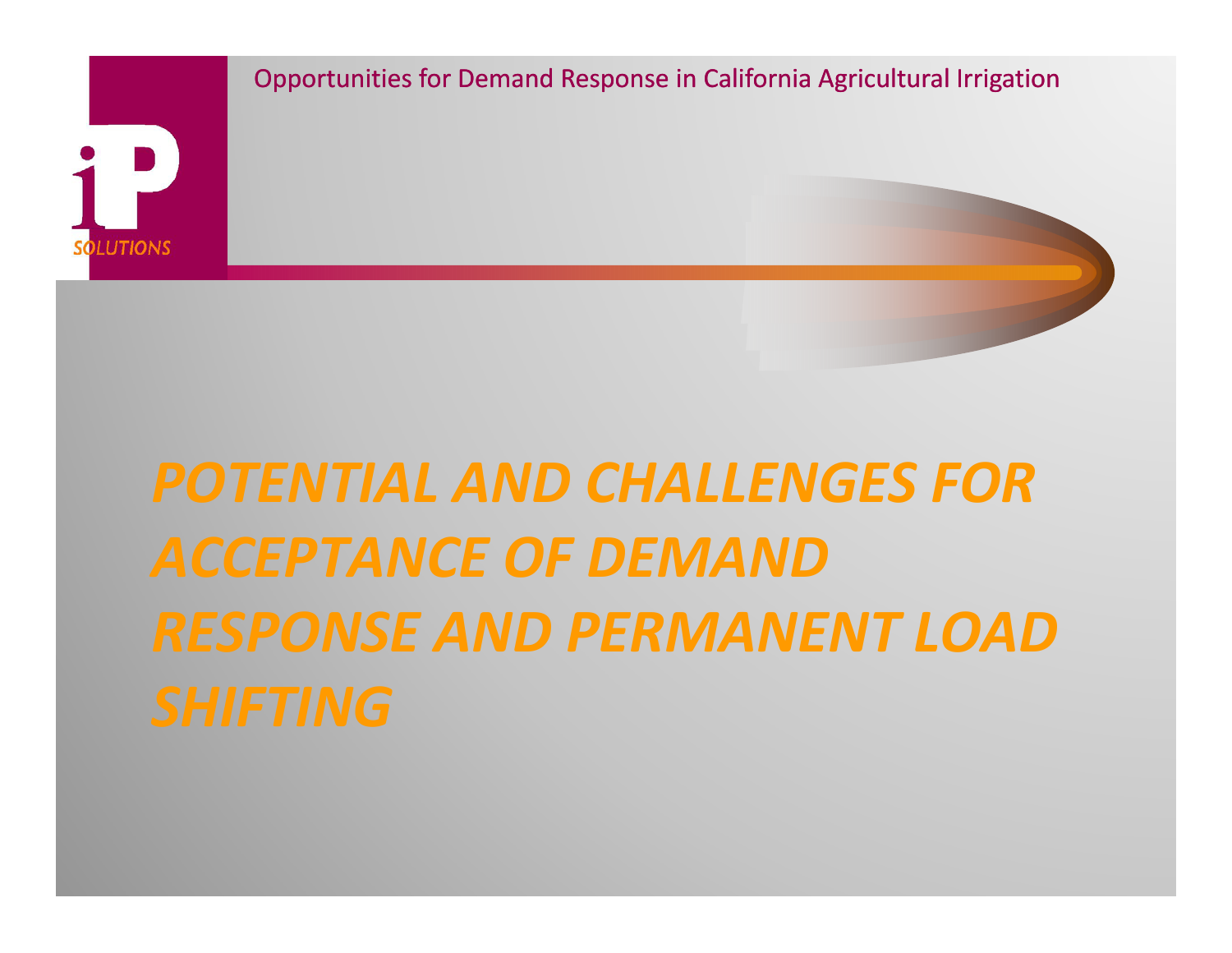# *POTENTIAL AND CHALLENGES FOR ACCEPTANCE OF DEMAND RESPONSE AND PERMANENT LOAD SHIFTING*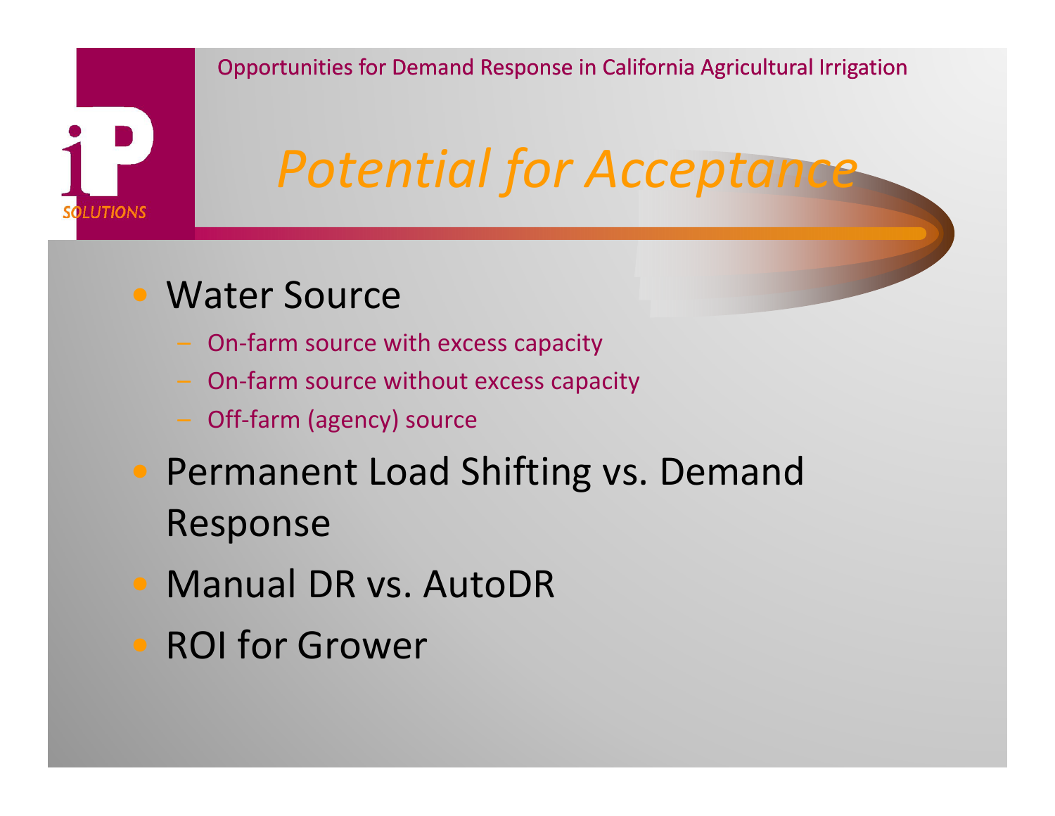# Potential for Acceptance

- Water Source
  - On-farm source with excess capacity
  - On-farm source without excess capacity
  - Off-farm (agency) source
- Permanent Load Shifting vs. Demand Response
- Manual DR vs. AutoDR
- ROI for Grower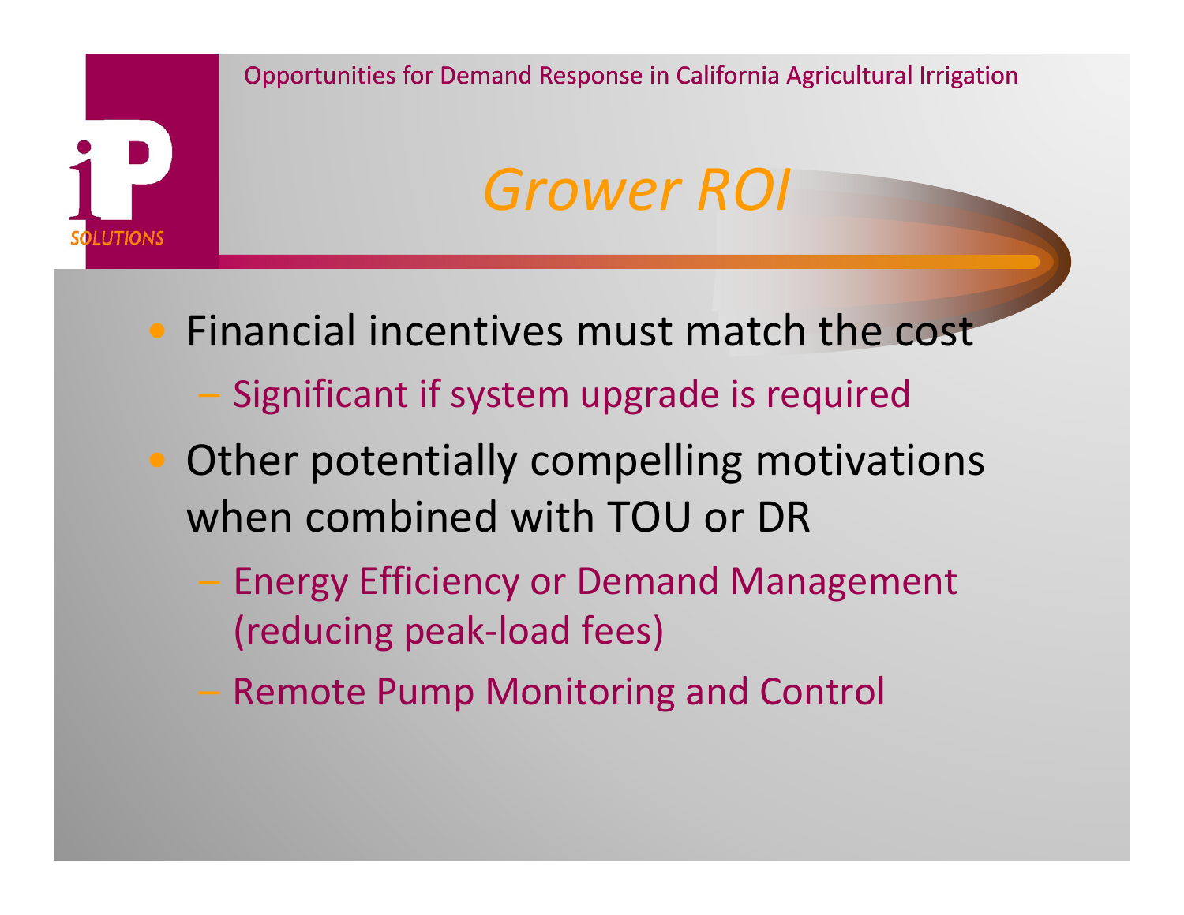# Grower ROI

- Financial incentives must match the cost
  - Significant if system upgrade is required
- Other potentially compelling motivations when combined with TOU or DR
  - Energy Efficiency or Demand Management (reducing peak-load fees)
  - Remote Pump Monitoring and Control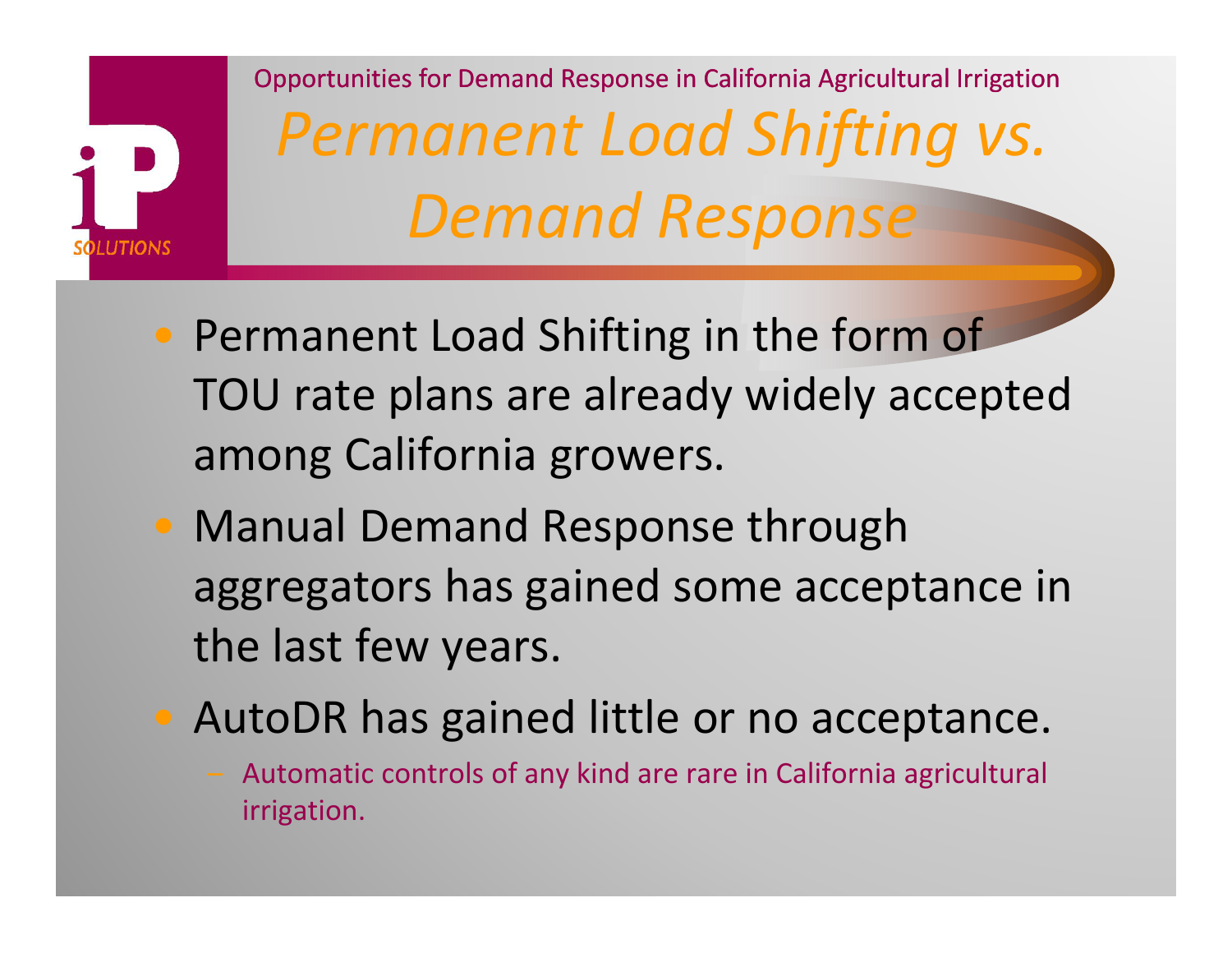Opportunities for Demand Response in California Agricultural Irrigation

# *Permanent Load Shifting vs. Demand Response*

- Permanent Load Shifting in the form of TOU rate plans are already widely accepted among California growers.
- Manual Demand Response through aggregators has gained some acceptance in the last few years.
- AutoDR has gained little or no acceptance.
  - Automatic controls of any kind are rare in California agricultural irrigation.